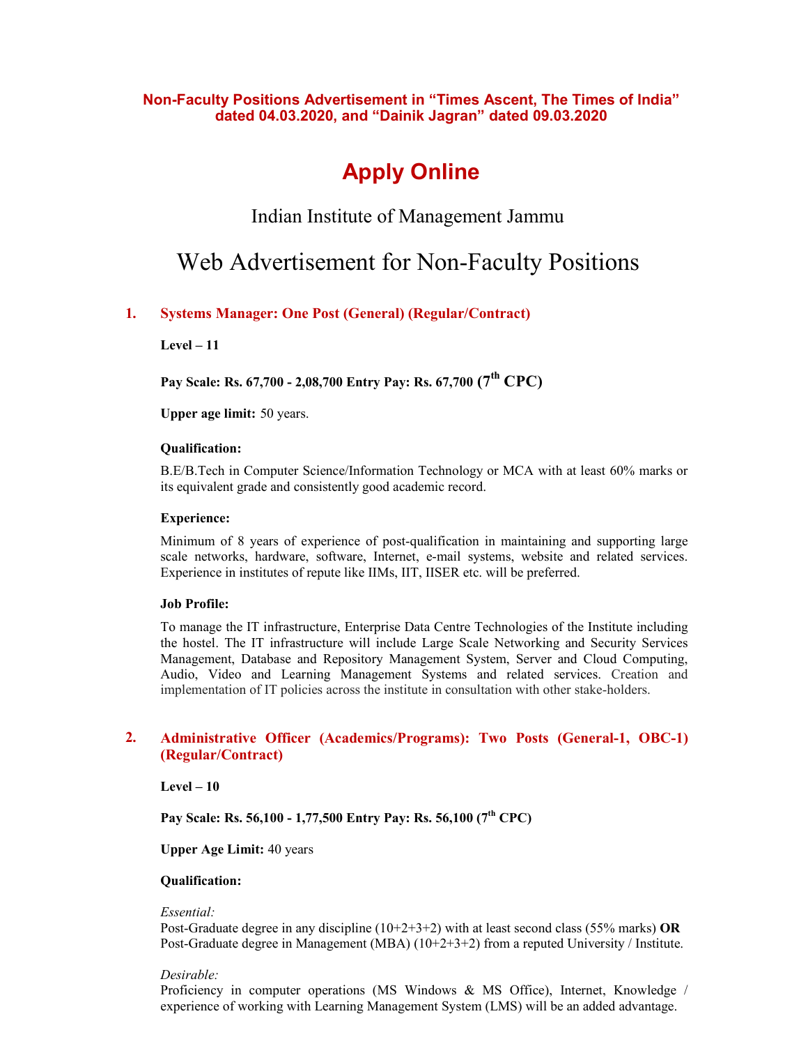**Non-Faculty Positions Advertisement in "Times Ascent, The Times of India" dated 04.03.2020, and "Dainik Jagran" dated 09.03.2020**

# Apply Online

## Indian Institute of Management Jammu

# Web Advertisement for Non-Faculty Positions

### 1. Systems Manager: One Post (General) (Regular/Contract)

**Level – 11**

**Pay Scale: Rs. 67,700 - 2,08,700 Entry Pay: Rs. 67,700 (7th CPC)**

**Upper age limit:** 50 years.

**Qualification:**

B.E/B.Tech in Computer Science/Information Technology or MCA with at least 60% marks or its equivalent grade and consistently good academic record.

**Experience:**

Minimum of 8 years of experience of post-qualification in maintaining and supporting large scale networks, hardware, software, Internet, e-mail systems, website and related services. Experience in institutes of repute like IIMs, IIT, IISER etc. will be preferred.

**Job Profile:**

To manage the IT infrastructure, Enterprise Data Centre Technologies of the Institute including the hostel. The IT infrastructure will include Large Scale Networking and Security Services Management, Database and Repository Management System, Server and Cloud Computing, Audio, Video and Learning Management Systems and related services. Creation and implementation of IT policies across the institute in consultation with other stake-holders.

### 2. Administrative Officer (Academics/Programs): Two Posts (General-1, OBC-1) (Regular/Contract)

**Level – 10**

**Pay Scale: Rs. 56,100 - 1,77,500 Entry Pay: Rs. 56,100 (7th CPC)**

**Upper Age Limit:** 40 years

**Qualification:**

*Essential:*
Post-Graduate degree in any discipline (10+2+3+2) with at least second class (55% marks) **OR** Post-Graduate degree in Management (MBA) (10+2+3+2) from a reputed University / Institute.

*Desirable:*
Proficiency in computer operations (MS Windows & MS Office), Internet, Knowledge / experience of working with Learning Management System (LMS) will be an added advantage.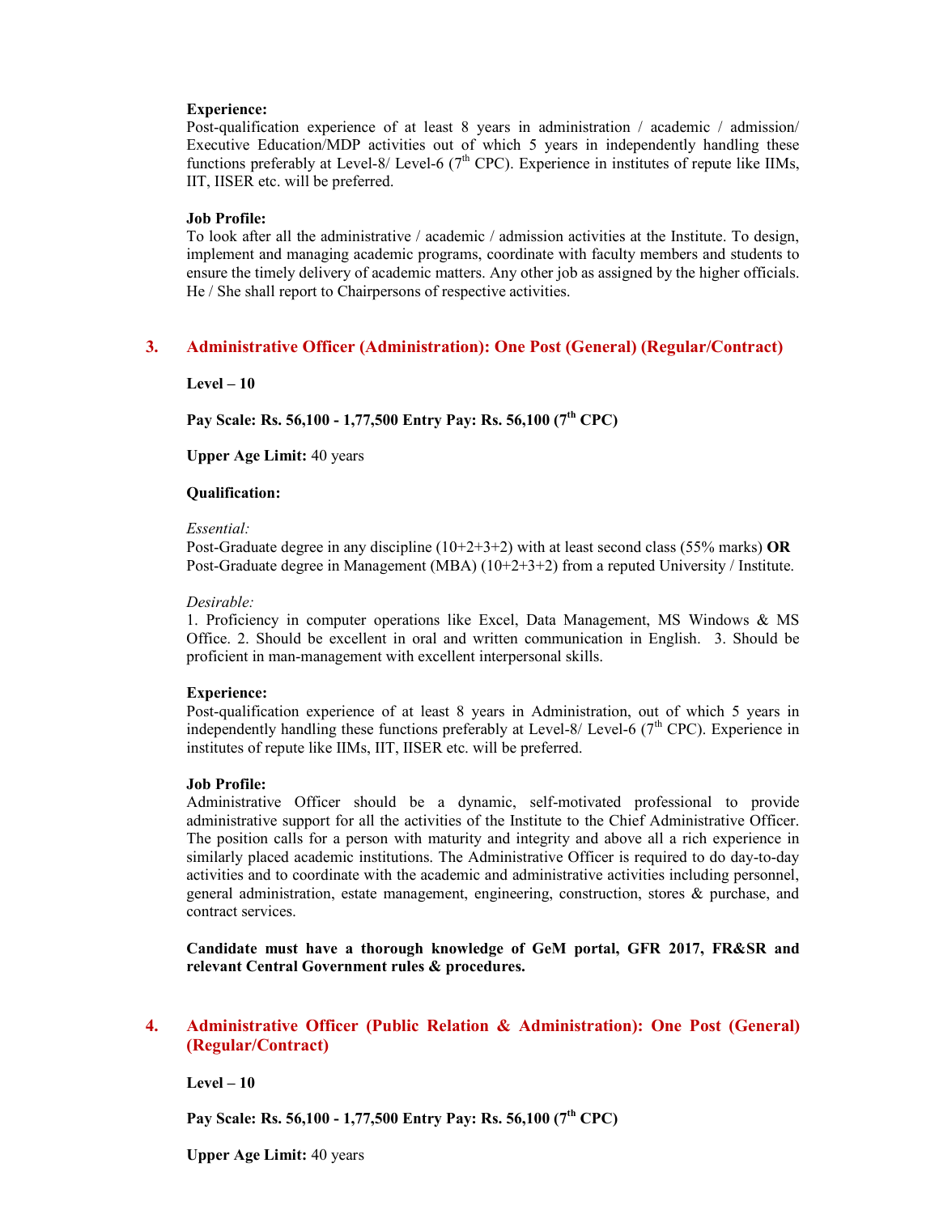**Experience:**
Post-qualification experience of at least 8 years in administration / academic / admission/ Executive Education/MDP activities out of which 5 years in independently handling these functions preferably at Level-8/ Level-6 (7th CPC). Experience in institutes of repute like IIMs, IIT, IISER etc. will be preferred.

**Job Profile:**
To look after all the administrative / academic / admission activities at the Institute. To design, implement and managing academic programs, coordinate with faculty members and students to ensure the timely delivery of academic matters. Any other job as assigned by the higher officials. He / She shall report to Chairpersons of respective activities.

## 3. Administrative Officer (Administration): One Post (General) (Regular/Contract)

**Level – 10**

**Pay Scale: Rs. 56,100 - 1,77,500 Entry Pay: Rs. 56,100 (7th CPC)**

**Upper Age Limit:** 40 years

**Qualification:**

*Essential:*
Post-Graduate degree in any discipline (10+2+3+2) with at least second class (55% marks) **OR** Post-Graduate degree in Management (MBA) (10+2+3+2) from a reputed University / Institute.

*Desirable:*
1. Proficiency in computer operations like Excel, Data Management, MS Windows & MS Office. 2. Should be excellent in oral and written communication in English. 3. Should be proficient in man-management with excellent interpersonal skills.

**Experience:**
Post-qualification experience of at least 8 years in Administration, out of which 5 years in independently handling these functions preferably at Level-8/ Level-6 (7th CPC). Experience in institutes of repute like IIMs, IIT, IISER etc. will be preferred.

**Job Profile:**
Administrative Officer should be a dynamic, self-motivated professional to provide administrative support for all the activities of the Institute to the Chief Administrative Officer. The position calls for a person with maturity and integrity and above all a rich experience in similarly placed academic institutions. The Administrative Officer is required to do day-to-day activities and to coordinate with the academic and administrative activities including personnel, general administration, estate management, engineering, construction, stores & purchase, and contract services.

**Candidate must have a thorough knowledge of GeM portal, GFR 2017, FR&SR and relevant Central Government rules & procedures.**

## 4. Administrative Officer (Public Relation & Administration): One Post (General) (Regular/Contract)

**Level – 10**

**Pay Scale: Rs. 56,100 - 1,77,500 Entry Pay: Rs. 56,100 (7th CPC)**

**Upper Age Limit:** 40 years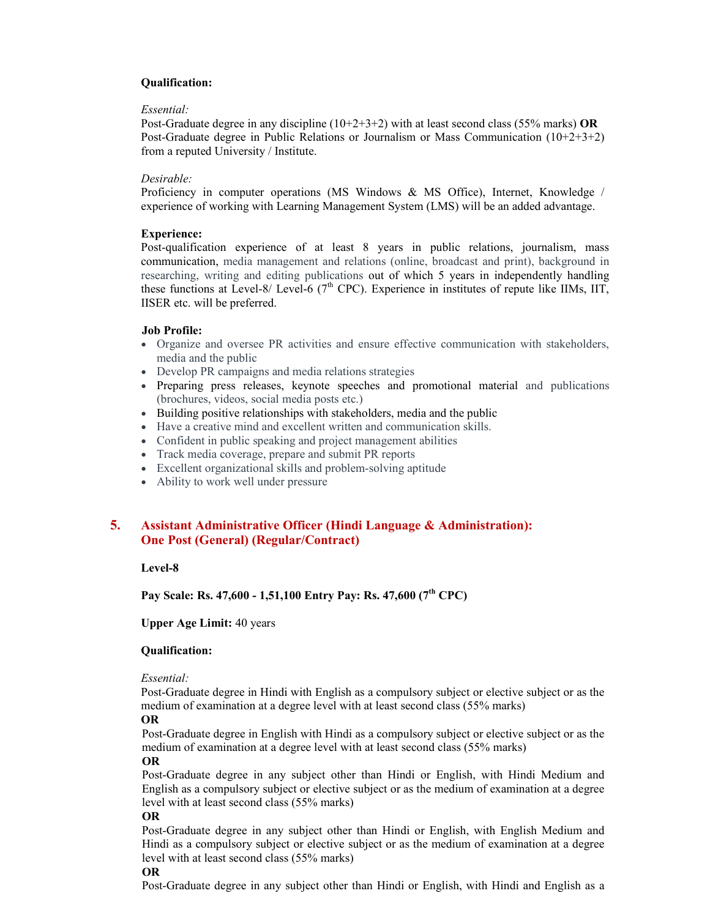**Qualification:**

*Essential:*
Post-Graduate degree in any discipline (10+2+3+2) with at least second class (55% marks) **OR** Post-Graduate degree in Public Relations or Journalism or Mass Communication (10+2+3+2) from a reputed University / Institute.

*Desirable:*
Proficiency in computer operations (MS Windows & MS Office), Internet, Knowledge / experience of working with Learning Management System (LMS) will be an added advantage.

**Experience:**
Post-qualification experience of at least 8 years in public relations, journalism, mass communication, media management and relations (online, broadcast and print), background in researching, writing and editing publications out of which 5 years in independently handling these functions at Level-8/ Level-6 (7th CPC). Experience in institutes of repute like IIMs, IIT, IISER etc. will be preferred.

**Job Profile:**

- Organize and oversee PR activities and ensure effective communication with stakeholders, media and the public
- Develop PR campaigns and media relations strategies
- Preparing press releases, keynote speeches and promotional material and publications (brochures, videos, social media posts etc.)
- Building positive relationships with stakeholders, media and the public
- Have a creative mind and excellent written and communication skills.
- Confident in public speaking and project management abilities
- Track media coverage, prepare and submit PR reports
- Excellent organizational skills and problem-solving aptitude
- Ability to work well under pressure

## 5. Assistant Administrative Officer (Hindi Language & Administration): One Post (General) (Regular/Contract)

**Level-8**

**Pay Scale: Rs. 47,600 - 1,51,100 Entry Pay: Rs. 47,600 (7th CPC)**

**Upper Age Limit:** 40 years

**Qualification:**

*Essential:*
Post-Graduate degree in Hindi with English as a compulsory subject or elective subject or as the medium of examination at a degree level with at least second class (55% marks)

**OR**

Post-Graduate degree in English with Hindi as a compulsory subject or elective subject or as the medium of examination at a degree level with at least second class (55% marks)

**OR**

Post-Graduate degree in any subject other than Hindi or English, with Hindi Medium and English as a compulsory subject or elective subject or as the medium of examination at a degree level with at least second class (55% marks)

**OR**

Post-Graduate degree in any subject other than Hindi or English, with English Medium and Hindi as a compulsory subject or elective subject or as the medium of examination at a degree level with at least second class (55% marks)

**OR**

Post-Graduate degree in any subject other than Hindi or English, with Hindi and English as a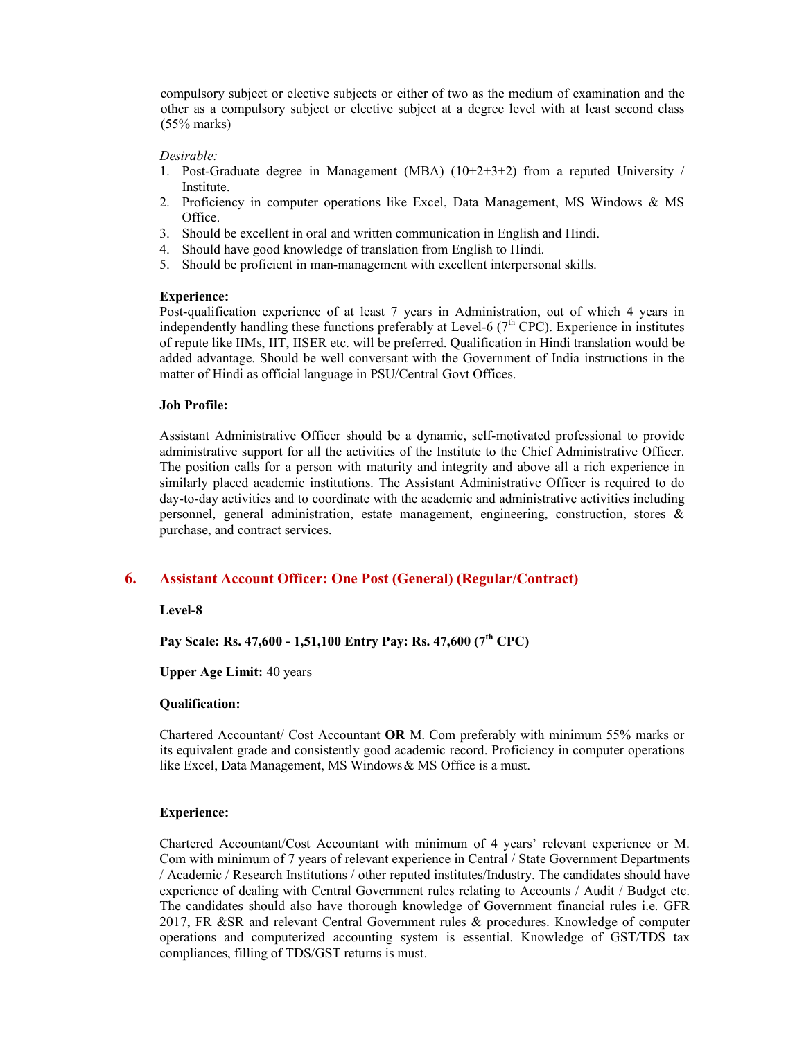compulsory subject or elective subjects or either of two as the medium of examination and the other as a compulsory subject or elective subject at a degree level with at least second class (55% marks)

*Desirable:*

1. Post-Graduate degree in Management (MBA) (10+2+3+2) from a reputed University / Institute.
2. Proficiency in computer operations like Excel, Data Management, MS Windows & MS Office.
3. Should be excellent in oral and written communication in English and Hindi.
4. Should have good knowledge of translation from English to Hindi.
5. Should be proficient in man-management with excellent interpersonal skills.

**Experience:**

Post-qualification experience of at least 7 years in Administration, out of which 4 years in independently handling these functions preferably at Level-6 (7th CPC). Experience in institutes of repute like IIMs, IIT, IISER etc. will be preferred. Qualification in Hindi translation would be added advantage. Should be well conversant with the Government of India instructions in the matter of Hindi as official language in PSU/Central Govt Offices.

**Job Profile:**

Assistant Administrative Officer should be a dynamic, self-motivated professional to provide administrative support for all the activities of the Institute to the Chief Administrative Officer. The position calls for a person with maturity and integrity and above all a rich experience in similarly placed academic institutions. The Assistant Administrative Officer is required to do day-to-day activities and to coordinate with the academic and administrative activities including personnel, general administration, estate management, engineering, construction, stores & purchase, and contract services.

## 6. Assistant Account Officer: One Post (General) (Regular/Contract)

**Level-8**

**Pay Scale: Rs. 47,600 - 1,51,100 Entry Pay: Rs. 47,600 (7th CPC)**

**Upper Age Limit:** 40 years

**Qualification:**

Chartered Accountant/ Cost Accountant **OR** M. Com preferably with minimum 55% marks or its equivalent grade and consistently good academic record. Proficiency in computer operations like Excel, Data Management, MS Windows & MS Office is a must.

**Experience:**

Chartered Accountant/Cost Accountant with minimum of 4 years' relevant experience or M. Com with minimum of 7 years of relevant experience in Central / State Government Departments / Academic / Research Institutions / other reputed institutes/Industry. The candidates should have experience of dealing with Central Government rules relating to Accounts / Audit / Budget etc. The candidates should also have thorough knowledge of Government financial rules i.e. GFR 2017, FR &SR and relevant Central Government rules & procedures. Knowledge of computer operations and computerized accounting system is essential. Knowledge of GST/TDS tax compliances, filling of TDS/GST returns is must.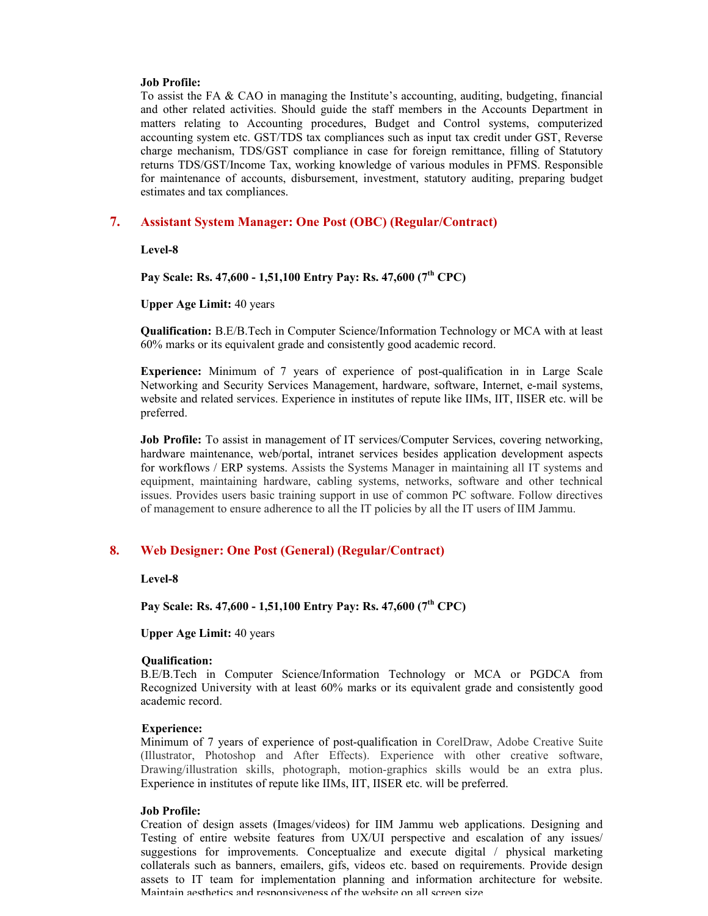**Job Profile:**
To assist the FA & CAO in managing the Institute's accounting, auditing, budgeting, financial and other related activities. Should guide the staff members in the Accounts Department in matters relating to Accounting procedures, Budget and Control systems, computerized accounting system etc. GST/TDS tax compliances such as input tax credit under GST, Reverse charge mechanism, TDS/GST compliance in case for foreign remittance, filling of Statutory returns TDS/GST/Income Tax, working knowledge of various modules in PFMS. Responsible for maintenance of accounts, disbursement, investment, statutory auditing, preparing budget estimates and tax compliances.

## 7. Assistant System Manager: One Post (OBC) (Regular/Contract)

**Level-8**

**Pay Scale: Rs. 47,600 - 1,51,100 Entry Pay: Rs. 47,600 (7th CPC)**

**Upper Age Limit:** 40 years

**Qualification:** B.E/B.Tech in Computer Science/Information Technology or MCA with at least 60% marks or its equivalent grade and consistently good academic record.

**Experience:** Minimum of 7 years of experience of post-qualification in in Large Scale Networking and Security Services Management, hardware, software, Internet, e-mail systems, website and related services. Experience in institutes of repute like IIMs, IIT, IISER etc. will be preferred.

**Job Profile:** To assist in management of IT services/Computer Services, covering networking, hardware maintenance, web/portal, intranet services besides application development aspects for workflows / ERP systems. Assists the Systems Manager in maintaining all IT systems and equipment, maintaining hardware, cabling systems, networks, software and other technical issues. Provides users basic training support in use of common PC software. Follow directives of management to ensure adherence to all the IT policies by all the IT users of IIM Jammu.

## 8. Web Designer: One Post (General) (Regular/Contract)

**Level-8**

**Pay Scale: Rs. 47,600 - 1,51,100 Entry Pay: Rs. 47,600 (7th CPC)**

**Upper Age Limit:** 40 years

**Qualification:**
B.E/B.Tech in Computer Science/Information Technology or MCA or PGDCA from Recognized University with at least 60% marks or its equivalent grade and consistently good academic record.

**Experience:**
Minimum of 7 years of experience of post-qualification in CorelDraw, Adobe Creative Suite (Illustrator, Photoshop and After Effects). Experience with other creative software, Drawing/illustration skills, photograph, motion-graphics skills would be an extra plus. Experience in institutes of repute like IIMs, IIT, IISER etc. will be preferred.

**Job Profile:**
Creation of design assets (Images/videos) for IIM Jammu web applications. Designing and Testing of entire website features from UX/UI perspective and escalation of any issues/ suggestions for improvements. Conceptualize and execute digital / physical marketing collaterals such as banners, emailers, gifs, videos etc. based on requirements. Provide design assets to IT team for implementation planning and information architecture for website. Maintain aesthetics and responsiveness of the website on all screen size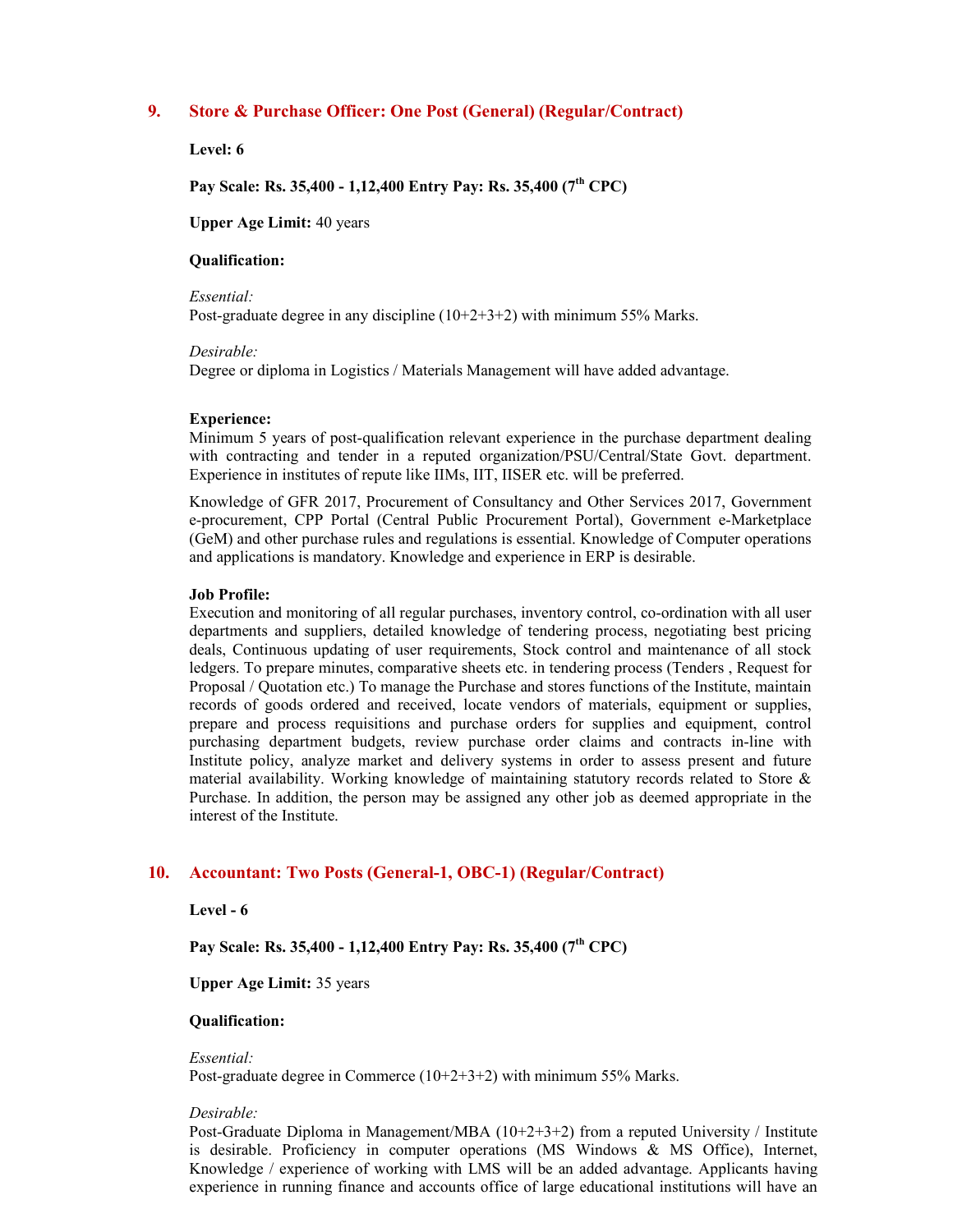## 9. Store & Purchase Officer: One Post (General) (Regular/Contract)

**Level: 6**

**Pay Scale: Rs. 35,400 - 1,12,400 Entry Pay: Rs. 35,400 (7th CPC)**

**Upper Age Limit:** 40 years

**Qualification:**

*Essential:*
Post-graduate degree in any discipline (10+2+3+2) with minimum 55% Marks.

*Desirable:*
Degree or diploma in Logistics / Materials Management will have added advantage.

**Experience:**
Minimum 5 years of post-qualification relevant experience in the purchase department dealing with contracting and tender in a reputed organization/PSU/Central/State Govt. department. Experience in institutes of repute like IIMs, IIT, IISER etc. will be preferred.

Knowledge of GFR 2017, Procurement of Consultancy and Other Services 2017, Government e-procurement, CPP Portal (Central Public Procurement Portal), Government e-Marketplace (GeM) and other purchase rules and regulations is essential. Knowledge of Computer operations and applications is mandatory. Knowledge and experience in ERP is desirable.

**Job Profile:**
Execution and monitoring of all regular purchases, inventory control, co-ordination with all user departments and suppliers, detailed knowledge of tendering process, negotiating best pricing deals, Continuous updating of user requirements, Stock control and maintenance of all stock ledgers. To prepare minutes, comparative sheets etc. in tendering process (Tenders , Request for Proposal / Quotation etc.) To manage the Purchase and stores functions of the Institute, maintain records of goods ordered and received, locate vendors of materials, equipment or supplies, prepare and process requisitions and purchase orders for supplies and equipment, control purchasing department budgets, review purchase order claims and contracts in-line with Institute policy, analyze market and delivery systems in order to assess present and future material availability. Working knowledge of maintaining statutory records related to Store & Purchase. In addition, the person may be assigned any other job as deemed appropriate in the interest of the Institute.

## 10. Accountant: Two Posts (General-1, OBC-1) (Regular/Contract)

**Level - 6**

**Pay Scale: Rs. 35,400 - 1,12,400 Entry Pay: Rs. 35,400 (7th CPC)**

**Upper Age Limit:** 35 years

**Qualification:**

*Essential:*
Post-graduate degree in Commerce (10+2+3+2) with minimum 55% Marks.

*Desirable:*
Post-Graduate Diploma in Management/MBA (10+2+3+2) from a reputed University / Institute is desirable. Proficiency in computer operations (MS Windows & MS Office), Internet, Knowledge / experience of working with LMS will be an added advantage. Applicants having experience in running finance and accounts office of large educational institutions will have an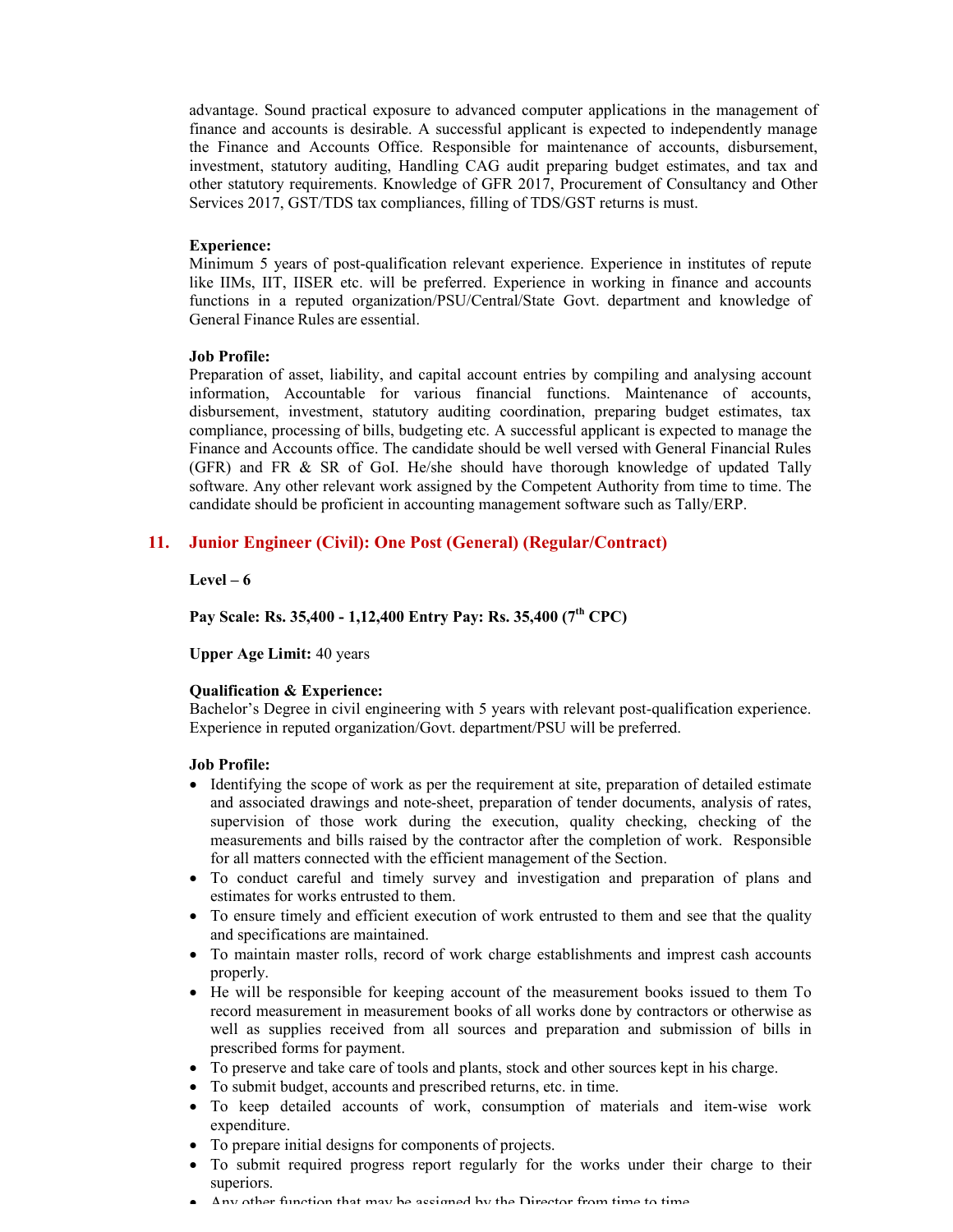advantage. Sound practical exposure to advanced computer applications in the management of finance and accounts is desirable. A successful applicant is expected to independently manage the Finance and Accounts Office. Responsible for maintenance of accounts, disbursement, investment, statutory auditing, Handling CAG audit preparing budget estimates, and tax and other statutory requirements. Knowledge of GFR 2017, Procurement of Consultancy and Other Services 2017, GST/TDS tax compliances, filling of TDS/GST returns is must.

**Experience:**
Minimum 5 years of post-qualification relevant experience. Experience in institutes of repute like IIMs, IIT, IISER etc. will be preferred. Experience in working in finance and accounts functions in a reputed organization/PSU/Central/State Govt. department and knowledge of General Finance Rules are essential.

**Job Profile:**
Preparation of asset, liability, and capital account entries by compiling and analysing account information, Accountable for various financial functions. Maintenance of accounts, disbursement, investment, statutory auditing coordination, preparing budget estimates, tax compliance, processing of bills, budgeting etc. A successful applicant is expected to manage the Finance and Accounts office. The candidate should be well versed with General Financial Rules (GFR) and FR & SR of GoI. He/she should have thorough knowledge of updated Tally software. Any other relevant work assigned by the Competent Authority from time to time. The candidate should be proficient in accounting management software such as Tally/ERP.

## 11. Junior Engineer (Civil): One Post (General) (Regular/Contract)

**Level – 6**

**Pay Scale: Rs. 35,400 - 1,12,400 Entry Pay: Rs. 35,400 (7th CPC)**

**Upper Age Limit:** 40 years

**Qualification & Experience:**
Bachelor's Degree in civil engineering with 5 years with relevant post-qualification experience. Experience in reputed organization/Govt. department/PSU will be preferred.

**Job Profile:**

- Identifying the scope of work as per the requirement at site, preparation of detailed estimate and associated drawings and note-sheet, preparation of tender documents, analysis of rates, supervision of those work during the execution, quality checking, checking of the measurements and bills raised by the contractor after the completion of work. Responsible for all matters connected with the efficient management of the Section.
- To conduct careful and timely survey and investigation and preparation of plans and estimates for works entrusted to them.
- To ensure timely and efficient execution of work entrusted to them and see that the quality and specifications are maintained.
- To maintain master rolls, record of work charge establishments and imprest cash accounts properly.
- He will be responsible for keeping account of the measurement books issued to them To record measurement in measurement books of all works done by contractors or otherwise as well as supplies received from all sources and preparation and submission of bills in prescribed forms for payment.
- To preserve and take care of tools and plants, stock and other sources kept in his charge.
- To submit budget, accounts and prescribed returns, etc. in time.
- To keep detailed accounts of work, consumption of materials and item-wise work expenditure.
- To prepare initial designs for components of projects.
- To submit required progress report regularly for the works under their charge to their superiors.
- Any other function that may be assigned by the Director from time to time.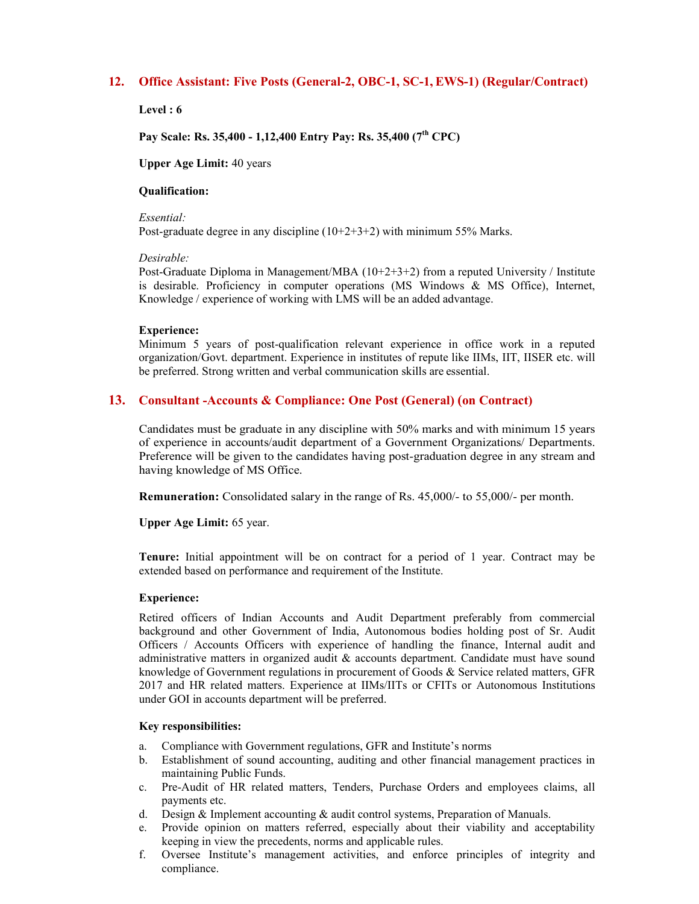## 12. Office Assistant: Five Posts (General-2, OBC-1, SC-1, EWS-1) (Regular/Contract)

**Level : 6**

**Pay Scale: Rs. 35,400 - 1,12,400 Entry Pay: Rs. 35,400 (7th CPC)**

**Upper Age Limit:** 40 years

**Qualification:**

*Essential:*
Post-graduate degree in any discipline (10+2+3+2) with minimum 55% Marks.

*Desirable:*
Post-Graduate Diploma in Management/MBA (10+2+3+2) from a reputed University / Institute is desirable. Proficiency in computer operations (MS Windows & MS Office), Internet, Knowledge / experience of working with LMS will be an added advantage.

**Experience:**
Minimum 5 years of post-qualification relevant experience in office work in a reputed organization/Govt. department. Experience in institutes of repute like IIMs, IIT, IISER etc. will be preferred. Strong written and verbal communication skills are essential.

## 13. Consultant -Accounts & Compliance: One Post (General) (on Contract)

Candidates must be graduate in any discipline with 50% marks and with minimum 15 years of experience in accounts/audit department of a Government Organizations/ Departments. Preference will be given to the candidates having post-graduation degree in any stream and having knowledge of MS Office.

**Remuneration:** Consolidated salary in the range of Rs. 45,000/- to 55,000/- per month.

**Upper Age Limit:** 65 year.

**Tenure:** Initial appointment will be on contract for a period of 1 year. Contract may be extended based on performance and requirement of the Institute.

**Experience:**

Retired officers of Indian Accounts and Audit Department preferably from commercial background and other Government of India, Autonomous bodies holding post of Sr. Audit Officers / Accounts Officers with experience of handling the finance, Internal audit and administrative matters in organized audit & accounts department. Candidate must have sound knowledge of Government regulations in procurement of Goods & Service related matters, GFR 2017 and HR related matters. Experience at IIMs/IITs or CFITs or Autonomous Institutions under GOI in accounts department will be preferred.

**Key responsibilities:**

a. Compliance with Government regulations, GFR and Institute's norms
b. Establishment of sound accounting, auditing and other financial management practices in maintaining Public Funds.
c. Pre-Audit of HR related matters, Tenders, Purchase Orders and employees claims, all payments etc.
d. Design & Implement accounting & audit control systems, Preparation of Manuals.
e. Provide opinion on matters referred, especially about their viability and acceptability keeping in view the precedents, norms and applicable rules.
f. Oversee Institute's management activities, and enforce principles of integrity and compliance.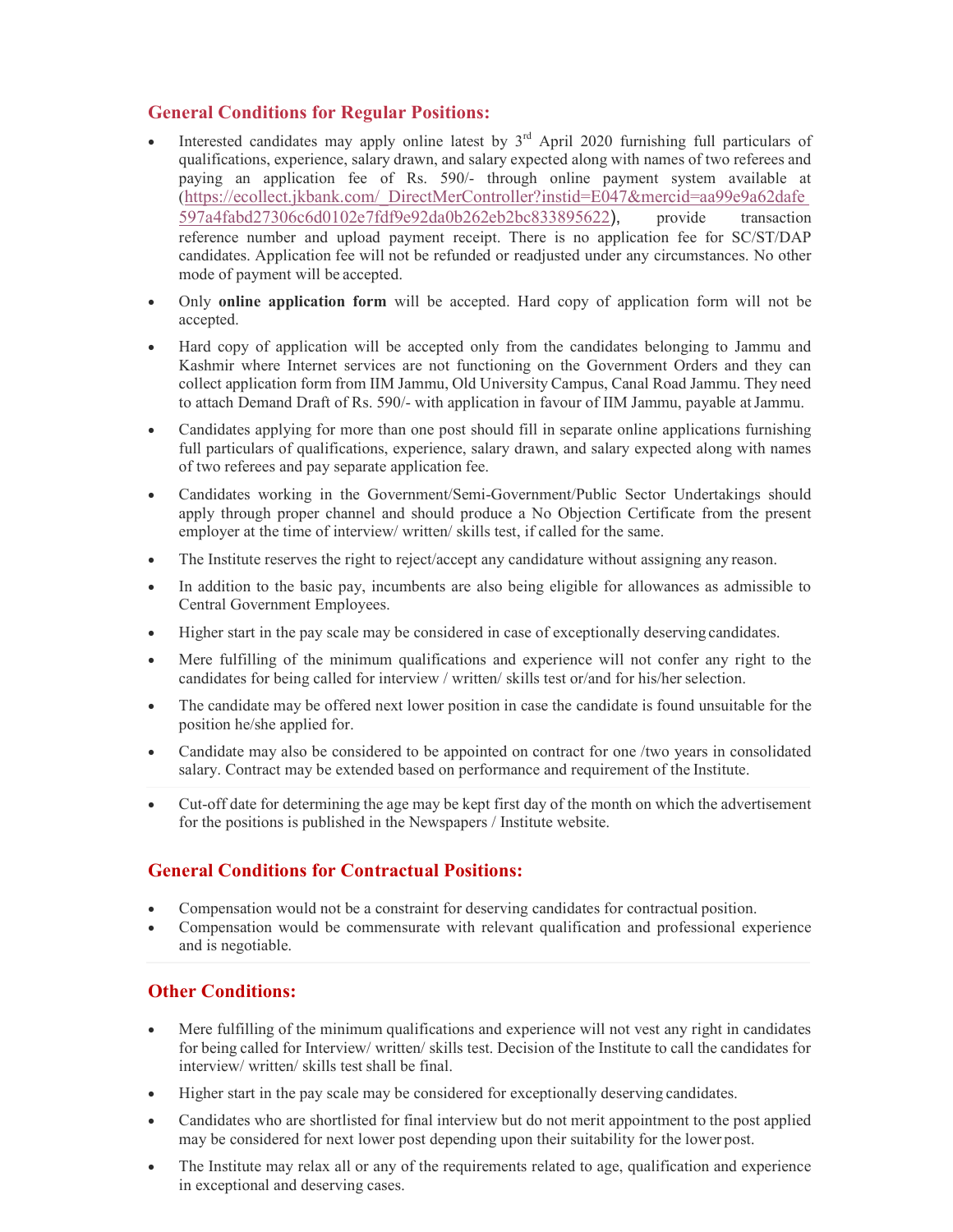## General Conditions for Regular Positions:

- Interested candidates may apply online latest by 3rd April 2020 furnishing full particulars of qualifications, experience, salary drawn, and salary expected along with names of two referees and paying an application fee of Rs. 590/- through online payment system available at (https://ecollect.jkbank.com/_DirectMerController?instid=E047&mercid=aa99e9a62dafe597a4fabd27306c6d0102e7fdf9e92da0b262eb2bc833895622), provide transaction reference number and upload payment receipt. There is no application fee for SC/ST/DAP candidates. Application fee will not be refunded or readjusted under any circumstances. No other mode of payment will be accepted.
- Only **online application form** will be accepted. Hard copy of application form will not be accepted.
- Hard copy of application will be accepted only from the candidates belonging to Jammu and Kashmir where Internet services are not functioning on the Government Orders and they can collect application form from IIM Jammu, Old University Campus, Canal Road Jammu. They need to attach Demand Draft of Rs. 590/- with application in favour of IIM Jammu, payable at Jammu.
- Candidates applying for more than one post should fill in separate online applications furnishing full particulars of qualifications, experience, salary drawn, and salary expected along with names of two referees and pay separate application fee.
- Candidates working in the Government/Semi-Government/Public Sector Undertakings should apply through proper channel and should produce a No Objection Certificate from the present employer at the time of interview/ written/ skills test, if called for the same.
- The Institute reserves the right to reject/accept any candidature without assigning any reason.
- In addition to the basic pay, incumbents are also being eligible for allowances as admissible to Central Government Employees.
- Higher start in the pay scale may be considered in case of exceptionally deserving candidates.
- Mere fulfilling of the minimum qualifications and experience will not confer any right to the candidates for being called for interview / written/ skills test or/and for his/her selection.
- The candidate may be offered next lower position in case the candidate is found unsuitable for the position he/she applied for.
- Candidate may also be considered to be appointed on contract for one /two years in consolidated salary. Contract may be extended based on performance and requirement of the Institute.
- Cut-off date for determining the age may be kept first day of the month on which the advertisement for the positions is published in the Newspapers / Institute website.

## General Conditions for Contractual Positions:

- Compensation would not be a constraint for deserving candidates for contractual position.
- Compensation would be commensurate with relevant qualification and professional experience and is negotiable.

## Other Conditions:

- Mere fulfilling of the minimum qualifications and experience will not vest any right in candidates for being called for Interview/ written/ skills test. Decision of the Institute to call the candidates for interview/ written/ skills test shall be final.
- Higher start in the pay scale may be considered for exceptionally deserving candidates.
- Candidates who are shortlisted for final interview but do not merit appointment to the post applied may be considered for next lower post depending upon their suitability for the lower post.
- The Institute may relax all or any of the requirements related to age, qualification and experience in exceptional and deserving cases.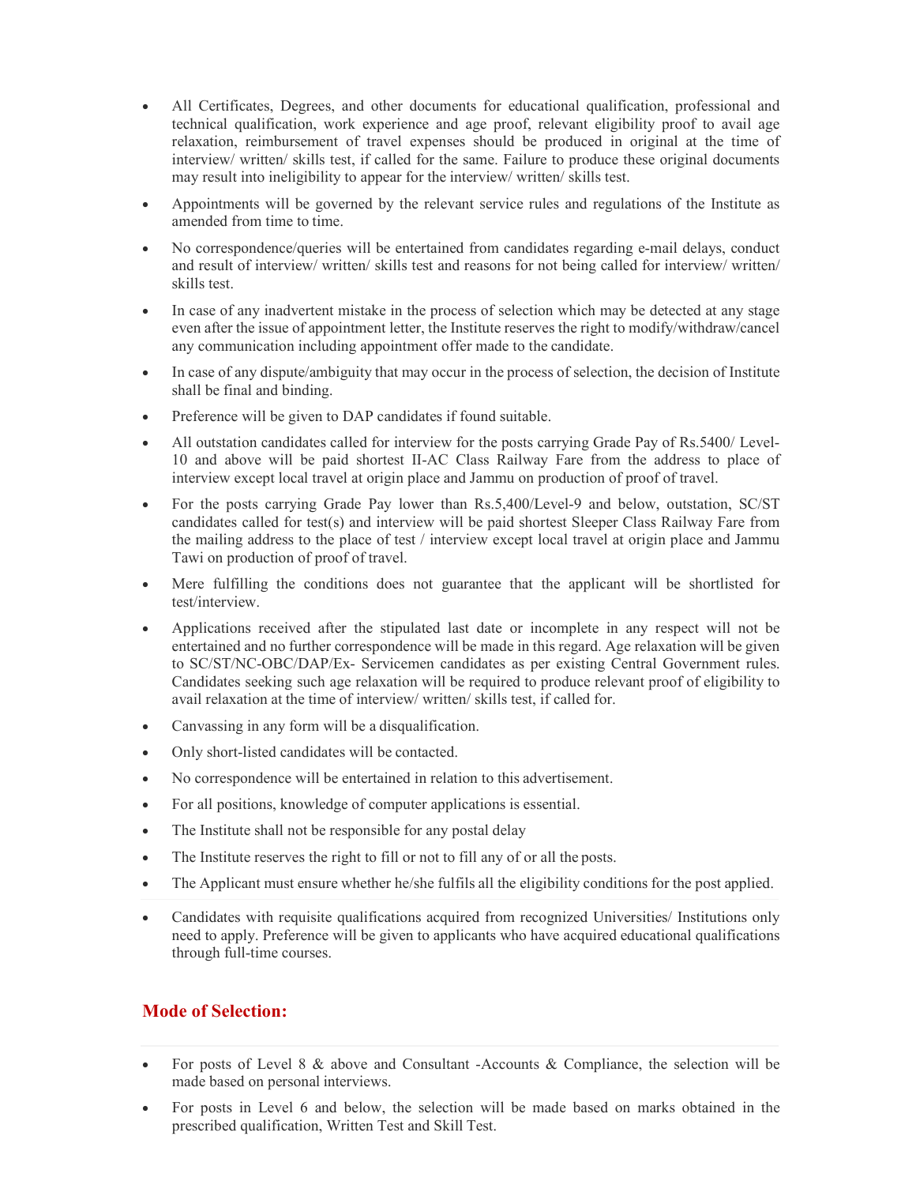- All Certificates, Degrees, and other documents for educational qualification, professional and technical qualification, work experience and age proof, relevant eligibility proof to avail age relaxation, reimbursement of travel expenses should be produced in original at the time of interview/ written/ skills test, if called for the same. Failure to produce these original documents may result into ineligibility to appear for the interview/ written/ skills test.
- Appointments will be governed by the relevant service rules and regulations of the Institute as amended from time to time.
- No correspondence/queries will be entertained from candidates regarding e-mail delays, conduct and result of interview/ written/ skills test and reasons for not being called for interview/ written/ skills test.
- In case of any inadvertent mistake in the process of selection which may be detected at any stage even after the issue of appointment letter, the Institute reserves the right to modify/withdraw/cancel any communication including appointment offer made to the candidate.
- In case of any dispute/ambiguity that may occur in the process of selection, the decision of Institute shall be final and binding.
- Preference will be given to DAP candidates if found suitable.
- All outstation candidates called for interview for the posts carrying Grade Pay of Rs.5400/ Level-10 and above will be paid shortest II-AC Class Railway Fare from the address to place of interview except local travel at origin place and Jammu on production of proof of travel.
- For the posts carrying Grade Pay lower than Rs.5,400/Level-9 and below, outstation, SC/ST candidates called for test(s) and interview will be paid shortest Sleeper Class Railway Fare from the mailing address to the place of test / interview except local travel at origin place and Jammu Tawi on production of proof of travel.
- Mere fulfilling the conditions does not guarantee that the applicant will be shortlisted for test/interview.
- Applications received after the stipulated last date or incomplete in any respect will not be entertained and no further correspondence will be made in this regard. Age relaxation will be given to SC/ST/NC-OBC/DAP/Ex- Servicemen candidates as per existing Central Government rules. Candidates seeking such age relaxation will be required to produce relevant proof of eligibility to avail relaxation at the time of interview/ written/ skills test, if called for.
- Canvassing in any form will be a disqualification.
- Only short-listed candidates will be contacted.
- No correspondence will be entertained in relation to this advertisement.
- For all positions, knowledge of computer applications is essential.
- The Institute shall not be responsible for any postal delay
- The Institute reserves the right to fill or not to fill any of or all the posts.
- The Applicant must ensure whether he/she fulfils all the eligibility conditions for the post applied.

---

- Candidates with requisite qualifications acquired from recognized Universities/ Institutions only need to apply. Preference will be given to applicants who have acquired educational qualifications through full-time courses.

## Mode of Selection:

---

- For posts of Level 8 & above and Consultant -Accounts & Compliance, the selection will be made based on personal interviews.
- For posts in Level 6 and below, the selection will be made based on marks obtained in the prescribed qualification, Written Test and Skill Test.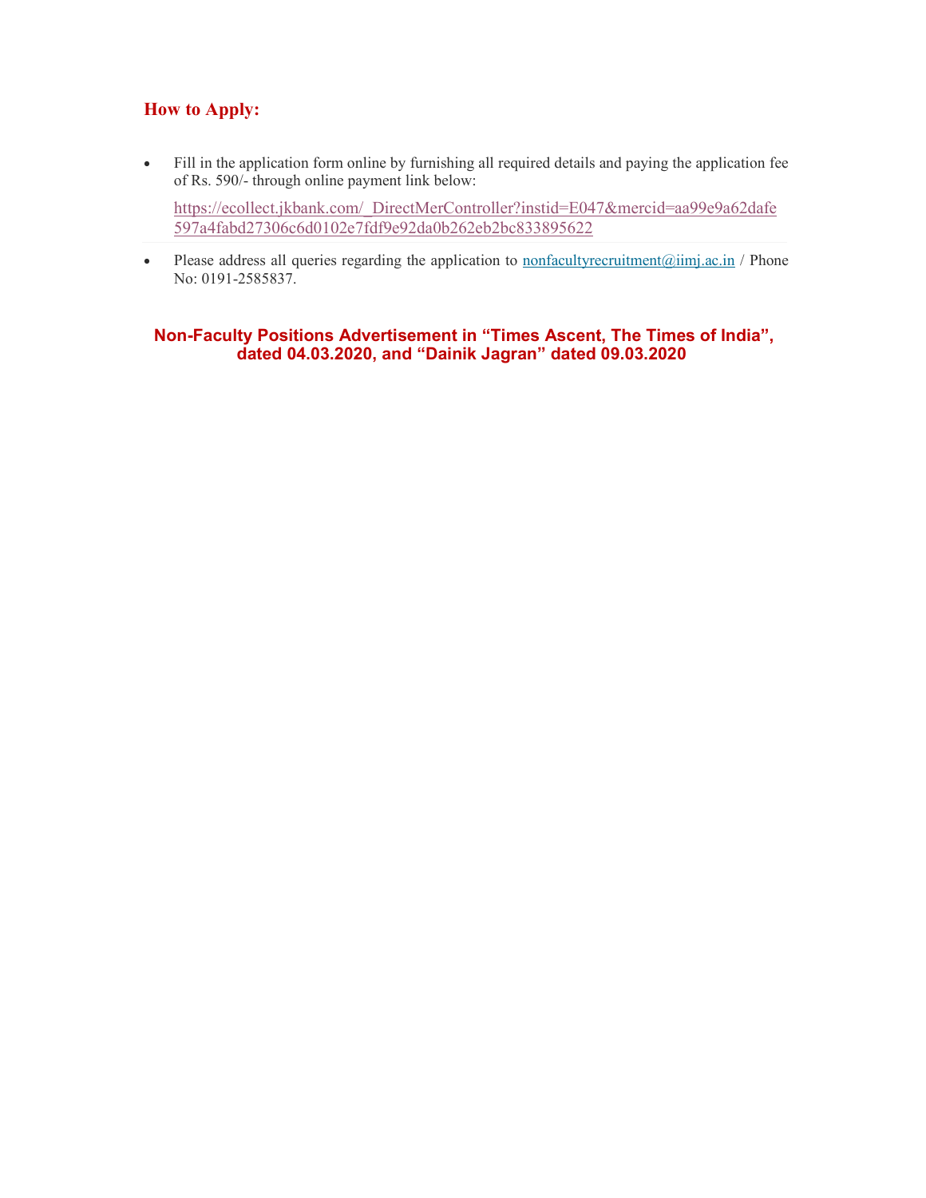## How to Apply:

- Fill in the application form online by furnishing all required details and paying the application fee of Rs. 590/- through online payment link below:

  https://ecollect.jkbank.com/_DirectMerController?instid=E047&mercid=aa99e9a62dafe597a4fabd27306c6d0102e7fdf9e92da0b262eb2bc833895622

- Please address all queries regarding the application to nonfacultyrecruitment@iimj.ac.in / Phone No: 0191-2585837.

**Non-Faculty Positions Advertisement in "Times Ascent, The Times of India", dated 04.03.2020, and "Dainik Jagran" dated 09.03.2020**